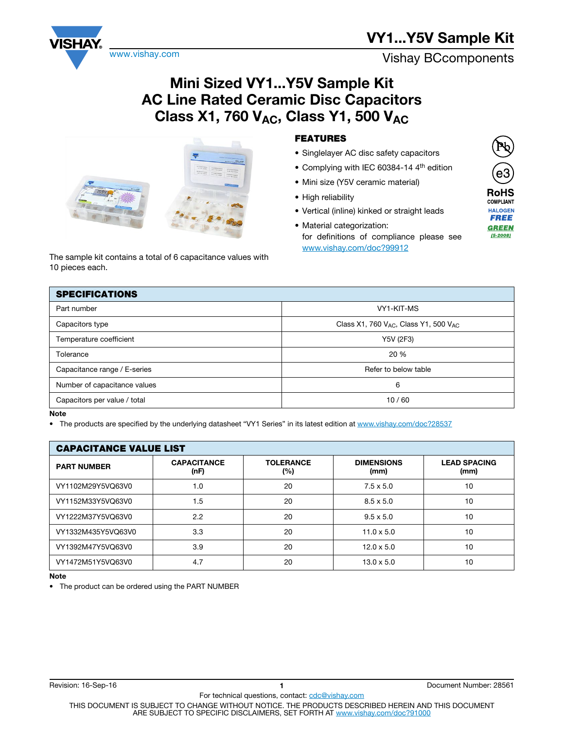# VY1...Y5V Sample Kit

Vishay BCcomponents

## Mini Sized VY1...Y5V Sample Kit AC Line Rated Ceramic Disc Capacitors Class X1, 760 $V_{AC}$, Class Y1, 500 $V_{AC}$

The sample kit contains a total of 6 capacitance values with 10 pieces each.

### FEATURES

- Singlelayer AC disc safety capacitors
- Complying with IEC 60384-14 4th edition
- Mini size (Y5V ceramic material)
- High reliability
- Vertical (inline) kinked or straight leads
- Material categorization: for definitions of compliance please see www.vishay.com/doc?99912

RoHS COMPLIANT
HALOGEN FREE
GREEN (5-2008)

| SPECIFICATIONS | |
|---|---|
| Part number | VY1-KIT-MS |
| Capacitors type | Class X1, 760 $V_{AC}$, Class Y1, 500 $V_{AC}$ |
| Temperature coefficient | Y5V (2F3) |
| Tolerance | 20 % |
| Capacitance range / E-series | Refer to below table |
| Number of capacitance values | 6 |
| Capacitors per value / total | 10 / 60 |

**Note**

- The products are specified by the underlying datasheet "VY1 Series" in its latest edition at www.vishay.com/doc?28537

**CAPACITANCE VALUE LIST**

| PART NUMBER | CAPACITANCE (nF) | TOLERANCE (%) | DIMENSIONS (mm) | LEAD SPACING (mm) |
|---|---|---|---|---|
| VY1102M29Y5VQ63V0 | 1.0 | 20 | 7.5 x 5.0 | 10 |
| VY1152M33Y5VQ63V0 | 1.5 | 20 | 8.5 x 5.0 | 10 |
| VY1222M37Y5VQ63V0 | 2.2 | 20 | 9.5 x 5.0 | 10 |
| VY1332M435Y5VQ63V0 | 3.3 | 20 | 11.0 x 5.0 | 10 |
| VY1392M47Y5VQ63V0 | 3.9 | 20 | 12.0 x 5.0 | 10 |
| VY1472M51Y5VQ63V0 | 4.7 | 20 | 13.0 x 5.0 | 10 |

**Note**

- The product can be ordered using the PART NUMBER

Revision: 16-Sep-16 — Document Number: 28561

For technical questions, contact: cdc@vishay.com

THIS DOCUMENT IS SUBJECT TO CHANGE WITHOUT NOTICE. THE PRODUCTS DESCRIBED HEREIN AND THIS DOCUMENT ARE SUBJECT TO SPECIFIC DISCLAIMERS, SET FORTH AT www.vishay.com/doc?91000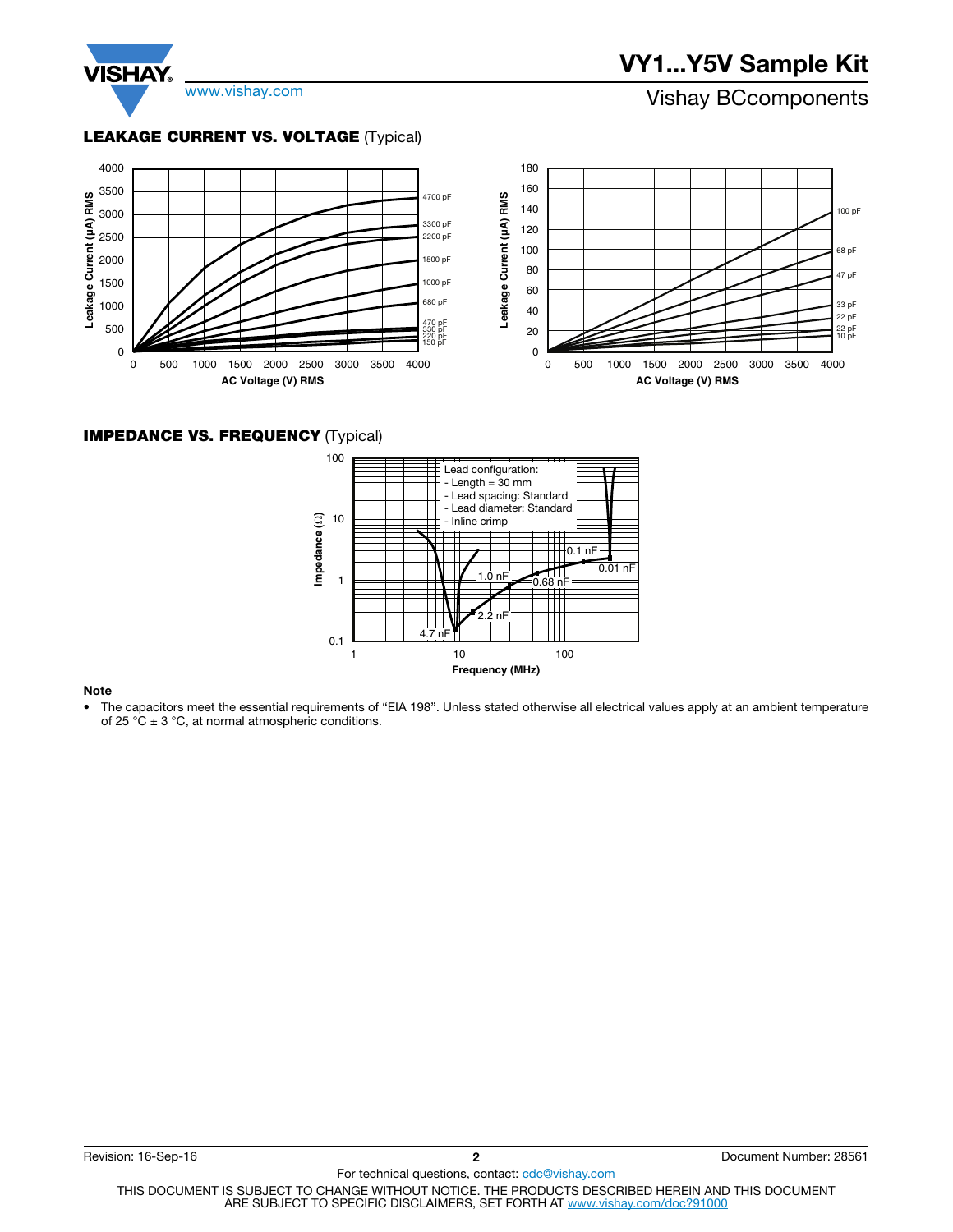## LEAKAGE CURRENT VS. VOLTAGE (Typical)

Leakage Current (μA) RMS
4000
3500
3000
2500
2000
1500
1000
500
0
0 500 1000 1500 2000 2500 3000 3500 4000
AC Voltage (V) RMS
4700 pF
3300 pF
2200 pF
1500 pF
1000 pF
680 pF
470 pF
330 pF
220 pF
150 pF

Leakage Current (μA) RMS
180
160
140
120
100
80
60
40
20
0
0 500 1000 1500 2000 2500 3000 3500 4000
AC Voltage (V) RMS
100 pF
68 pF
47 pF
33 pF
22 pF
22 pF
10 pF

## IMPEDANCE VS. FREQUENCY (Typical)

Impedance (Ω)
100
10
1
0.1
1 10 100
Frequency (MHz)
Lead configuration:
- Length = 30 mm
- Lead spacing: Standard
- Lead diameter: Standard
- Inline crimp
0.1 nF
0.01 nF
1.0 nF
0.68 nF
2.2 nF
4.7 nF

**Note**

- The capacitors meet the essential requirements of "EIA 198". Unless stated otherwise all electrical values apply at an ambient temperature of 25 °C ± 3 °C, at normal atmospheric conditions.